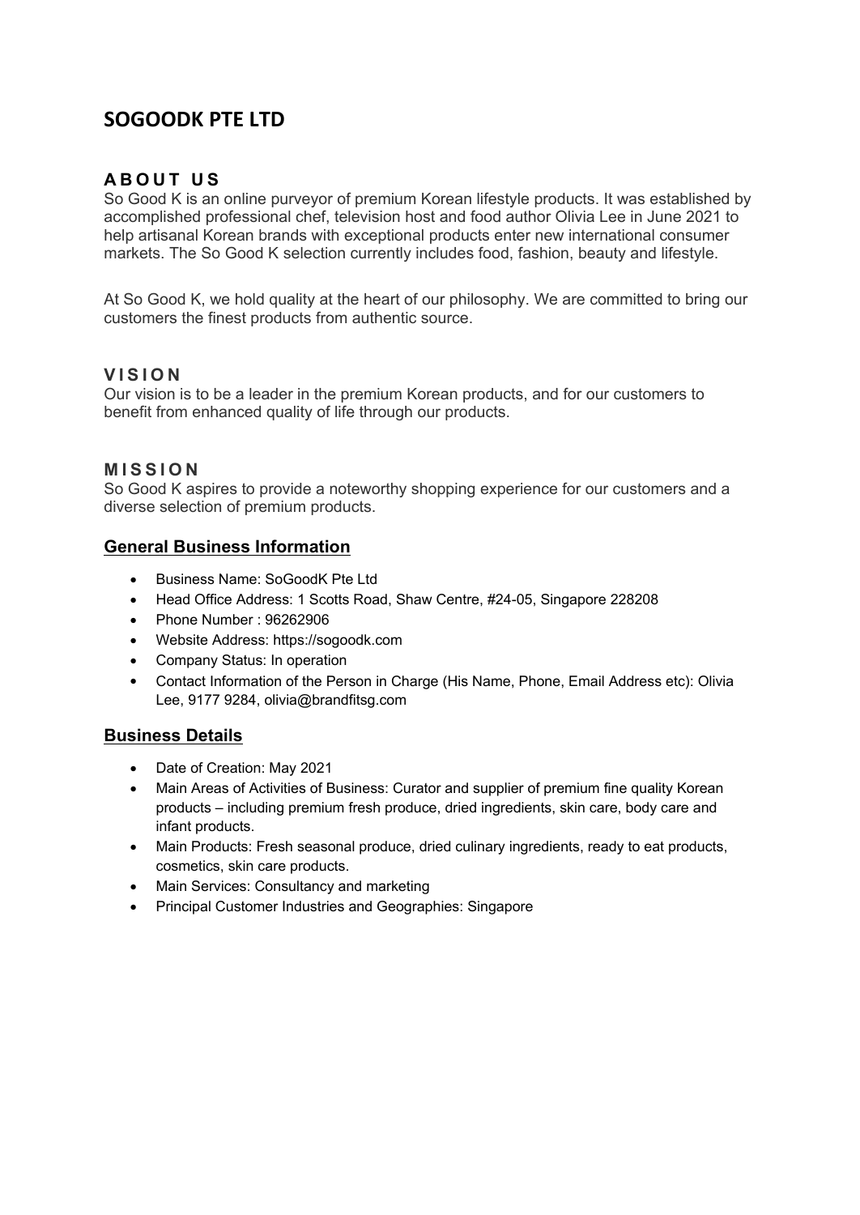# SOGOODK PTE LTD

## ABOUT US

So Good K is an online purveyor of premium Korean lifestyle products. It was established by accomplished professional chef, television host and food author Olivia Lee in June 2021 to help artisanal Korean brands with exceptional products enter new international consumer markets. The So Good K selection currently includes food, fashion, beauty and lifestyle.

At So Good K, we hold quality at the heart of our philosophy. We are committed to bring our customers the finest products from authentic source.

## VISION

Our vision is to be a leader in the premium Korean products, and for our customers to benefit from enhanced quality of life through our products.

## MISSION

So Good K aspires to provide a noteworthy shopping experience for our customers and a diverse selection of premium products.

## General Business Information

- Business Name: SoGoodK Pte Ltd
- Head Office Address: 1 Scotts Road, Shaw Centre, #24-05, Singapore 228208
- Phone Number : 96262906
- Website Address: https://sogoodk.com
- Company Status: In operation
- Contact Information of the Person in Charge (His Name, Phone, Email Address etc): Olivia Lee, 9177 9284, olivia@brandfitsg.com

## Business Details

- Date of Creation: May 2021
- Main Areas of Activities of Business: Curator and supplier of premium fine quality Korean products – including premium fresh produce, dried ingredients, skin care, body care and infant products.
- Main Products: Fresh seasonal produce, dried culinary ingredients, ready to eat products, cosmetics, skin care products.
- Main Services: Consultancy and marketing
- Principal Customer Industries and Geographies: Singapore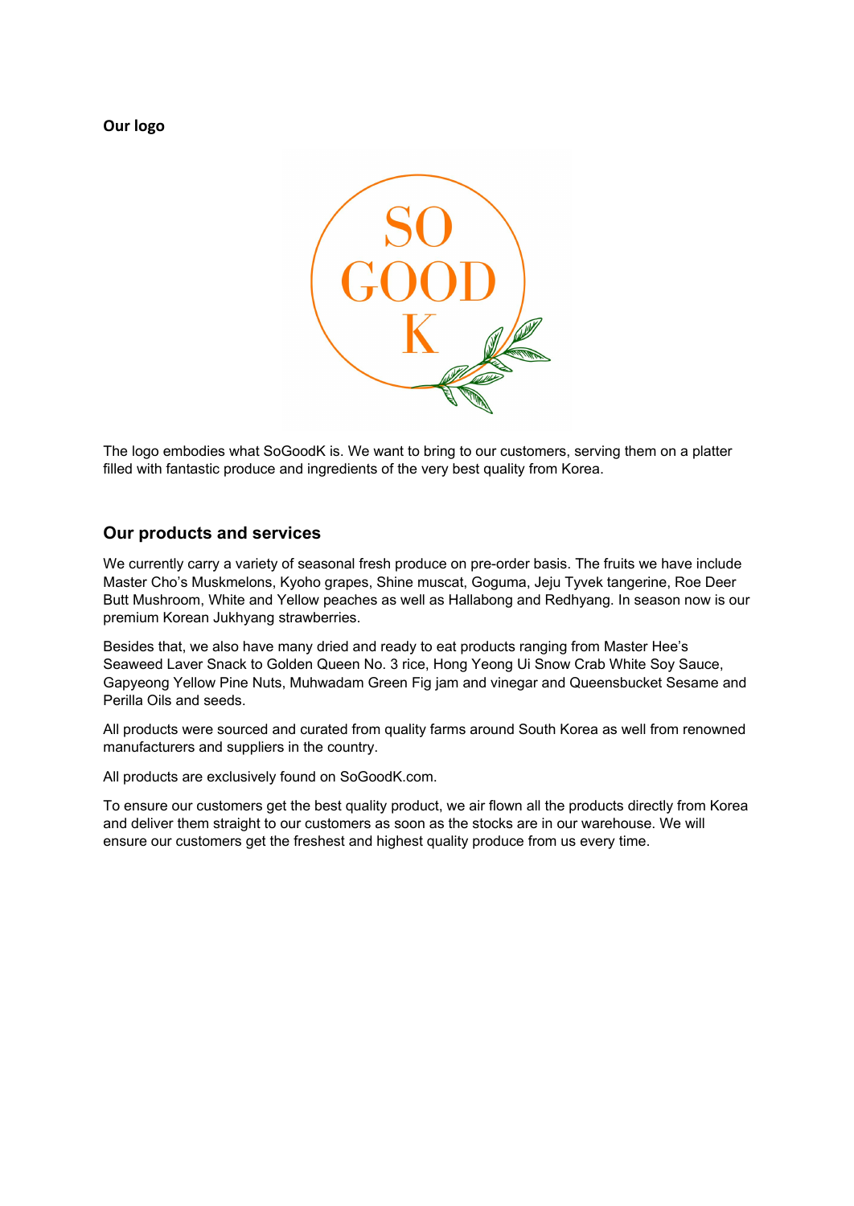**Our logo**

SO GOOD K

The logo embodies what SoGoodK is. We want to bring to our customers, serving them on a platter filled with fantastic produce and ingredients of the very best quality from Korea.

## Our products and services

We currently carry a variety of seasonal fresh produce on pre-order basis. The fruits we have include Master Cho's Muskmelons, Kyoho grapes, Shine muscat, Goguma, Jeju Tyvek tangerine, Roe Deer Butt Mushroom, White and Yellow peaches as well as Hallabong and Redhyang. In season now is our premium Korean Jukhyang strawberries.

Besides that, we also have many dried and ready to eat products ranging from Master Hee's Seaweed Laver Snack to Golden Queen No. 3 rice, Hong Yeong Ui Snow Crab White Soy Sauce, Gapyeong Yellow Pine Nuts, Muhwadam Green Fig jam and vinegar and Queensbucket Sesame and Perilla Oils and seeds.

All products were sourced and curated from quality farms around South Korea as well from renowned manufacturers and suppliers in the country.

All products are exclusively found on SoGoodK.com.

To ensure our customers get the best quality product, we air flown all the products directly from Korea and deliver them straight to our customers as soon as the stocks are in our warehouse. We will ensure our customers get the freshest and highest quality produce from us every time.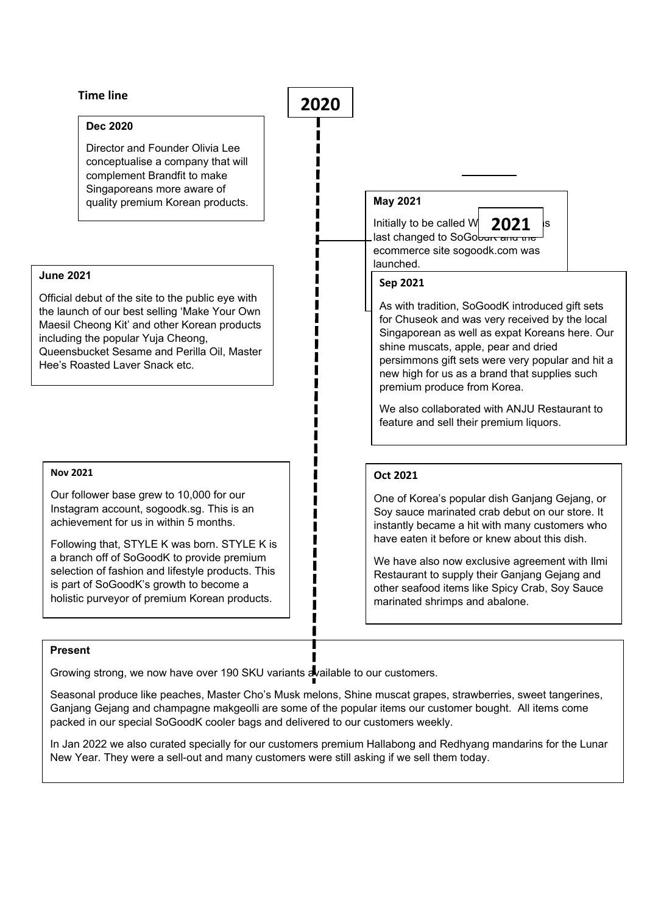## Time line

2020

### Dec 2020

Director and Founder Olivia Lee conceptualise a company that will complement Brandfit to make Singaporeans more aware of quality premium Korean products.

2021

### May 2021

Initially to be called W... [text obscured] ...s last changed to SoGoodK and the ecommerce site sogoodk.com was launched.

### June 2021

Official debut of the site to the public eye with the launch of our best selling 'Make Your Own Maesil Cheong Kit' and other Korean products including the popular Yuja Cheong, Queensbucket Sesame and Perilla Oil, Master Hee's Roasted Laver Snack etc.

### Sep 2021

As with tradition, SoGoodK introduced gift sets for Chuseok and was very received by the local Singaporean as well as expat Koreans here. Our shine muscats, apple, pear and dried persimmons gift sets were very popular and hit a new high for us as a brand that supplies such premium produce from Korea.

We also collaborated with ANJU Restaurant to feature and sell their premium liquors.

### Oct 2021

One of Korea's popular dish Ganjang Gejang, or Soy sauce marinated crab debut on our store. It instantly became a hit with many customers who have eaten it before or knew about this dish.

We have also now exclusive agreement with Ilmi Restaurant to supply their Ganjang Gejang and other seafood items like Spicy Crab, Soy Sauce marinated shrimps and abalone.

### Nov 2021

Our follower base grew to 10,000 for our Instagram account, sogoodk.sg. This is an achievement for us in within 5 months.

Following that, STYLE K was born. STYLE K is a branch off of SoGoodK to provide premium selection of fashion and lifestyle products. This is part of SoGoodK's growth to become a holistic purveyor of premium Korean products.

### Present

Growing strong, we now have over 190 SKU variants available to our customers.

Seasonal produce like peaches, Master Cho's Musk melons, Shine muscat grapes, strawberries, sweet tangerines, Ganjang Gejang and champagne makgeolli are some of the popular items our customer bought. All items come packed in our special SoGoodK cooler bags and delivered to our customers weekly.

In Jan 2022 we also curated specially for our customers premium Hallabong and Redhyang mandarins for the Lunar New Year. They were a sell-out and many customers were still asking if we sell them today.